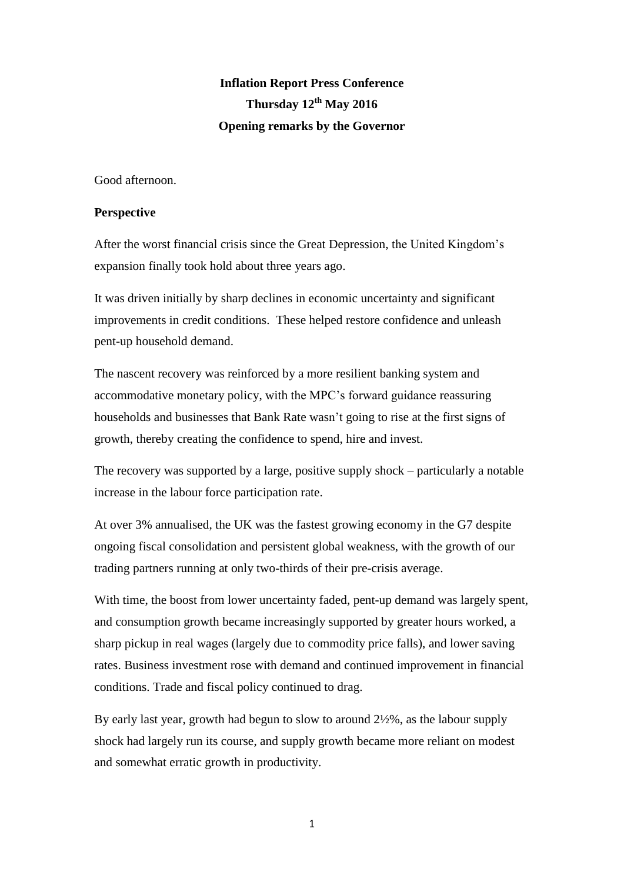**Inflation Report Press Conference**

**Thursday 12th May 2016**

**Opening remarks by the Governor**

Good afternoon.

**Perspective**

After the worst financial crisis since the Great Depression, the United Kingdom's expansion finally took hold about three years ago.

It was driven initially by sharp declines in economic uncertainty and significant improvements in credit conditions. These helped restore confidence and unleash pent-up household demand.

The nascent recovery was reinforced by a more resilient banking system and accommodative monetary policy, with the MPC's forward guidance reassuring households and businesses that Bank Rate wasn't going to rise at the first signs of growth, thereby creating the confidence to spend, hire and invest.

The recovery was supported by a large, positive supply shock – particularly a notable increase in the labour force participation rate.

At over 3% annualised, the UK was the fastest growing economy in the G7 despite ongoing fiscal consolidation and persistent global weakness, with the growth of our trading partners running at only two-thirds of their pre-crisis average.

With time, the boost from lower uncertainty faded, pent-up demand was largely spent, and consumption growth became increasingly supported by greater hours worked, a sharp pickup in real wages (largely due to commodity price falls), and lower saving rates. Business investment rose with demand and continued improvement in financial conditions. Trade and fiscal policy continued to drag.

By early last year, growth had begun to slow to around 2½%, as the labour supply shock had largely run its course, and supply growth became more reliant on modest and somewhat erratic growth in productivity.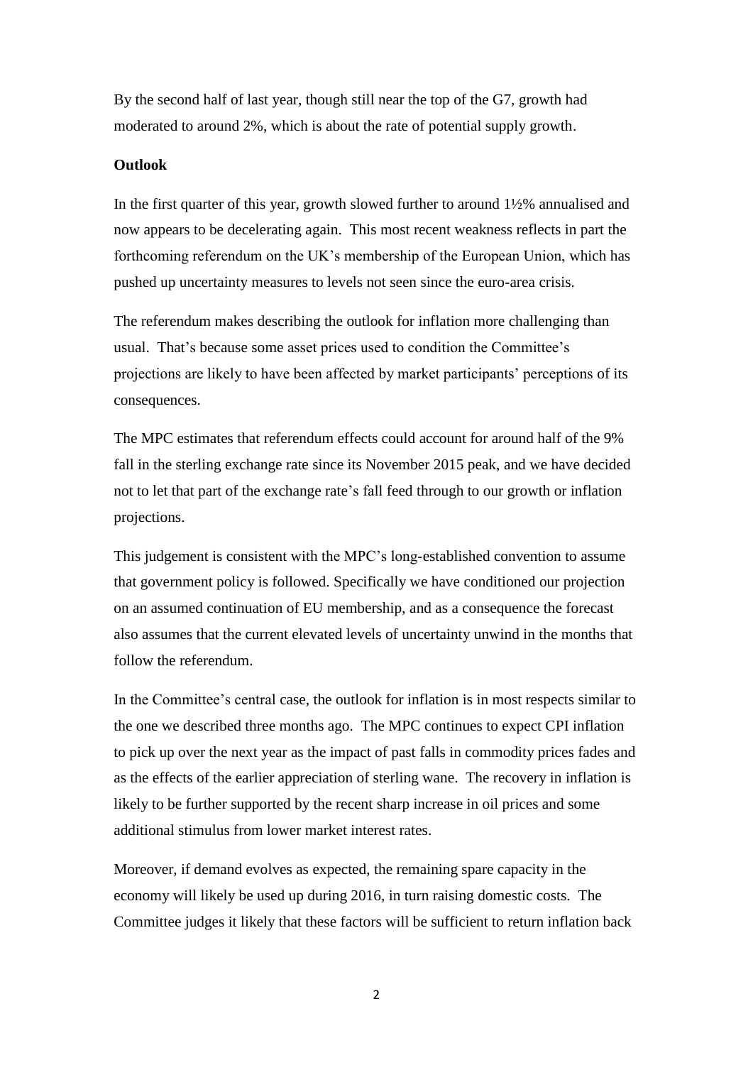By the second half of last year, though still near the top of the G7, growth had moderated to around 2%, which is about the rate of potential supply growth.

**Outlook**

In the first quarter of this year, growth slowed further to around 1½% annualised and now appears to be decelerating again. This most recent weakness reflects in part the forthcoming referendum on the UK's membership of the European Union, which has pushed up uncertainty measures to levels not seen since the euro-area crisis.

The referendum makes describing the outlook for inflation more challenging than usual. That's because some asset prices used to condition the Committee's projections are likely to have been affected by market participants' perceptions of its consequences.

The MPC estimates that referendum effects could account for around half of the 9% fall in the sterling exchange rate since its November 2015 peak, and we have decided not to let that part of the exchange rate's fall feed through to our growth or inflation projections.

This judgement is consistent with the MPC's long-established convention to assume that government policy is followed. Specifically we have conditioned our projection on an assumed continuation of EU membership, and as a consequence the forecast also assumes that the current elevated levels of uncertainty unwind in the months that follow the referendum.

In the Committee's central case, the outlook for inflation is in most respects similar to the one we described three months ago. The MPC continues to expect CPI inflation to pick up over the next year as the impact of past falls in commodity prices fades and as the effects of the earlier appreciation of sterling wane. The recovery in inflation is likely to be further supported by the recent sharp increase in oil prices and some additional stimulus from lower market interest rates.

Moreover, if demand evolves as expected, the remaining spare capacity in the economy will likely be used up during 2016, in turn raising domestic costs. The Committee judges it likely that these factors will be sufficient to return inflation back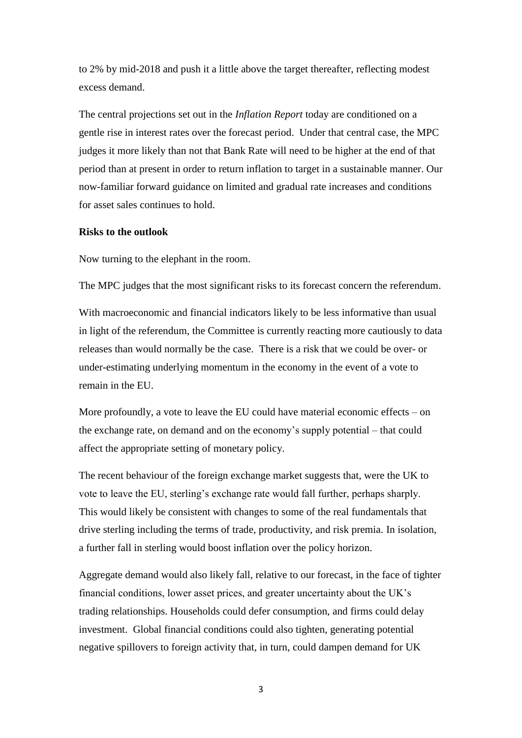to 2% by mid-2018 and push it a little above the target thereafter, reflecting modest excess demand.

The central projections set out in the *Inflation Report* today are conditioned on a gentle rise in interest rates over the forecast period. Under that central case, the MPC judges it more likely than not that Bank Rate will need to be higher at the end of that period than at present in order to return inflation to target in a sustainable manner. Our now-familiar forward guidance on limited and gradual rate increases and conditions for asset sales continues to hold.

**Risks to the outlook**

Now turning to the elephant in the room.

The MPC judges that the most significant risks to its forecast concern the referendum.

With macroeconomic and financial indicators likely to be less informative than usual in light of the referendum, the Committee is currently reacting more cautiously to data releases than would normally be the case. There is a risk that we could be over- or under-estimating underlying momentum in the economy in the event of a vote to remain in the EU.

More profoundly, a vote to leave the EU could have material economic effects – on the exchange rate, on demand and on the economy's supply potential – that could affect the appropriate setting of monetary policy.

The recent behaviour of the foreign exchange market suggests that, were the UK to vote to leave the EU, sterling's exchange rate would fall further, perhaps sharply. This would likely be consistent with changes to some of the real fundamentals that drive sterling including the terms of trade, productivity, and risk premia. In isolation, a further fall in sterling would boost inflation over the policy horizon.

Aggregate demand would also likely fall, relative to our forecast, in the face of tighter financial conditions, lower asset prices, and greater uncertainty about the UK's trading relationships. Households could defer consumption, and firms could delay investment. Global financial conditions could also tighten, generating potential negative spillovers to foreign activity that, in turn, could dampen demand for UK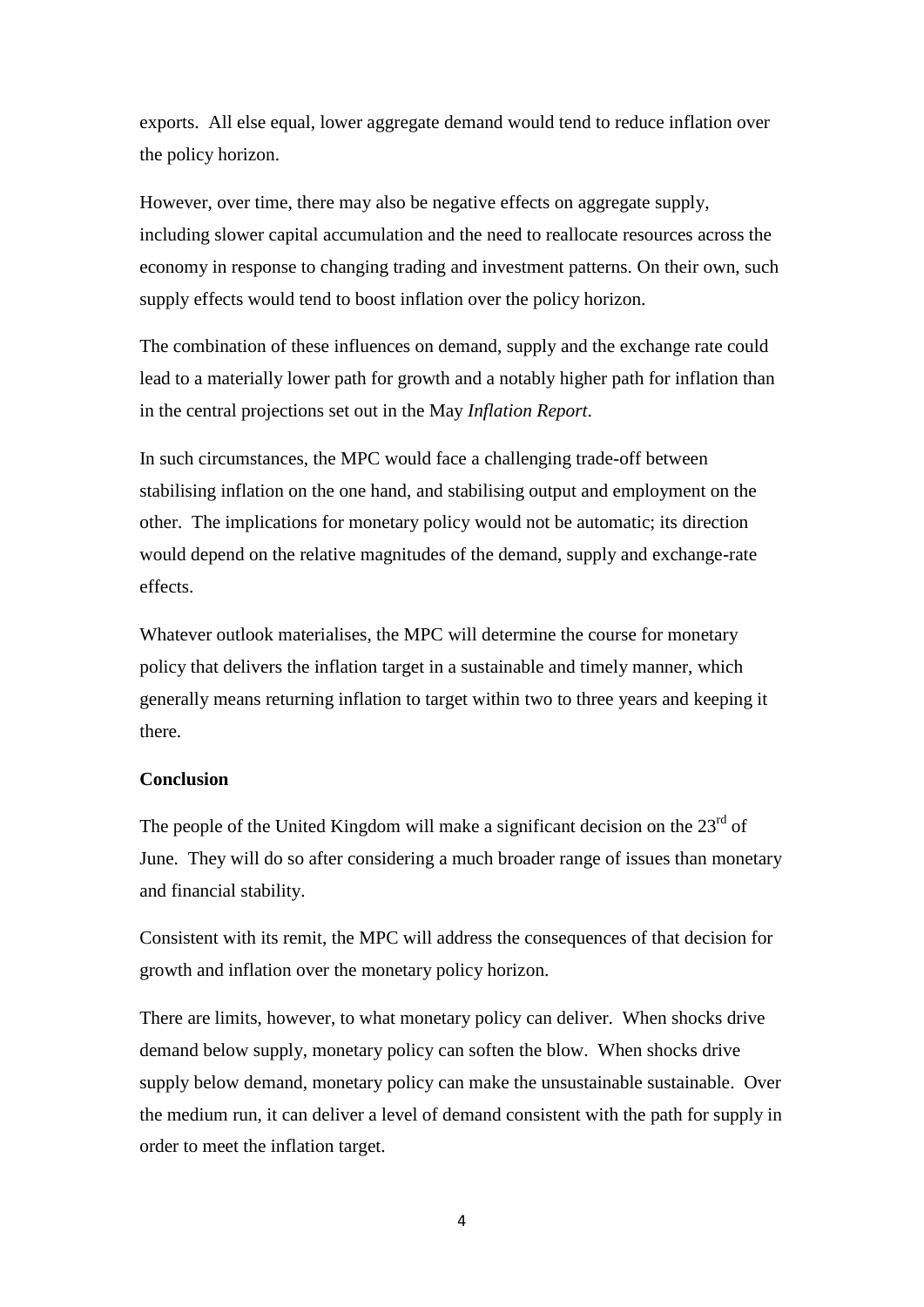exports. All else equal, lower aggregate demand would tend to reduce inflation over the policy horizon.

However, over time, there may also be negative effects on aggregate supply, including slower capital accumulation and the need to reallocate resources across the economy in response to changing trading and investment patterns. On their own, such supply effects would tend to boost inflation over the policy horizon.

The combination of these influences on demand, supply and the exchange rate could lead to a materially lower path for growth and a notably higher path for inflation than in the central projections set out in the May *Inflation Report*.

In such circumstances, the MPC would face a challenging trade-off between stabilising inflation on the one hand, and stabilising output and employment on the other. The implications for monetary policy would not be automatic; its direction would depend on the relative magnitudes of the demand, supply and exchange-rate effects.

Whatever outlook materialises, the MPC will determine the course for monetary policy that delivers the inflation target in a sustainable and timely manner, which generally means returning inflation to target within two to three years and keeping it there.

**Conclusion**

The people of the United Kingdom will make a significant decision on the 23rd of June. They will do so after considering a much broader range of issues than monetary and financial stability.

Consistent with its remit, the MPC will address the consequences of that decision for growth and inflation over the monetary policy horizon.

There are limits, however, to what monetary policy can deliver. When shocks drive demand below supply, monetary policy can soften the blow. When shocks drive supply below demand, monetary policy can make the unsustainable sustainable. Over the medium run, it can deliver a level of demand consistent with the path for supply in order to meet the inflation target.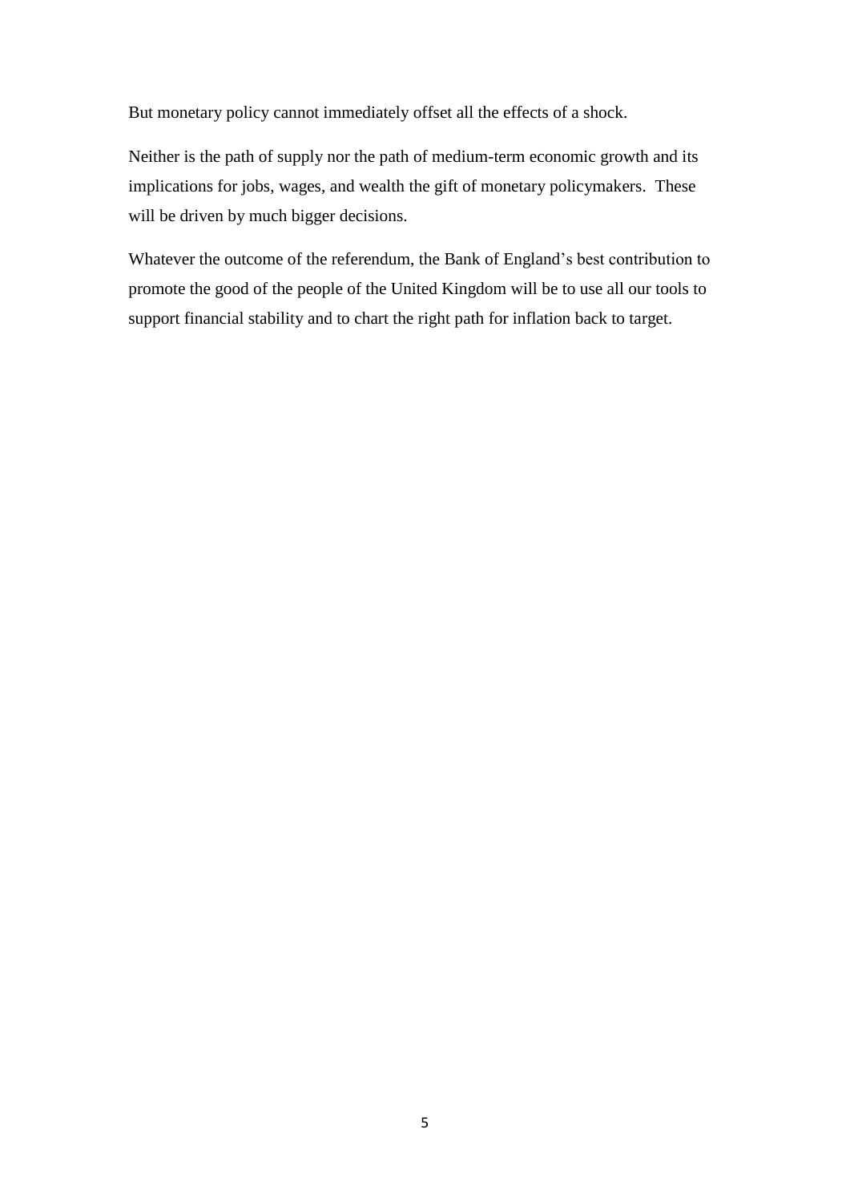But monetary policy cannot immediately offset all the effects of a shock.

Neither is the path of supply nor the path of medium-term economic growth and its implications for jobs, wages, and wealth the gift of monetary policymakers. These will be driven by much bigger decisions.

Whatever the outcome of the referendum, the Bank of England's best contribution to promote the good of the people of the United Kingdom will be to use all our tools to support financial stability and to chart the right path for inflation back to target.